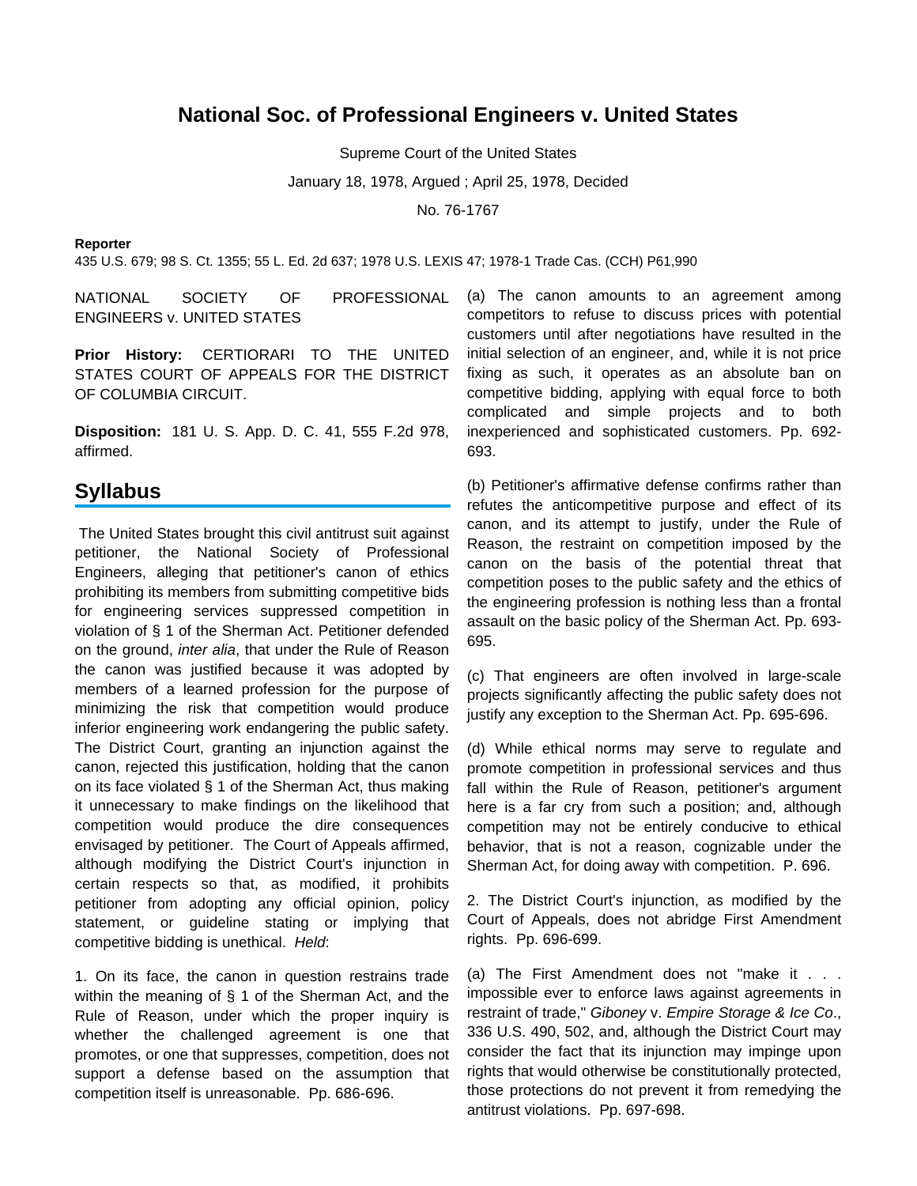# National Soc. of Professional Engineers v. United States

Supreme Court of the United States

January 18, 1978, Argued ; April 25, 1978, Decided

No. 76-1767

**Reporter**

435 U.S. 679; 98 S. Ct. 1355; 55 L. Ed. 2d 637; 1978 U.S. LEXIS 47; 1978-1 Trade Cas. (CCH) P61,990

NATIONAL SOCIETY OF PROFESSIONAL ENGINEERS v. UNITED STATES

**Prior History:** CERTIORARI TO THE UNITED STATES COURT OF APPEALS FOR THE DISTRICT OF COLUMBIA CIRCUIT.

**Disposition:** 181 U. S. App. D. C. 41, 555 F.2d 978, affirmed.

## Syllabus

The United States brought this civil antitrust suit against petitioner, the National Society of Professional Engineers, alleging that petitioner's canon of ethics prohibiting its members from submitting competitive bids for engineering services suppressed competition in violation of § 1 of the Sherman Act. Petitioner defended on the ground, *inter alia*, that under the Rule of Reason the canon was justified because it was adopted by members of a learned profession for the purpose of minimizing the risk that competition would produce inferior engineering work endangering the public safety. The District Court, granting an injunction against the canon, rejected this justification, holding that the canon on its face violated § 1 of the Sherman Act, thus making it unnecessary to make findings on the likelihood that competition would produce the dire consequences envisaged by petitioner. The Court of Appeals affirmed, although modifying the District Court's injunction in certain respects so that, as modified, it prohibits petitioner from adopting any official opinion, policy statement, or guideline stating or implying that competitive bidding is unethical. *Held*:

1. On its face, the canon in question restrains trade within the meaning of § 1 of the Sherman Act, and the Rule of Reason, under which the proper inquiry is whether the challenged agreement is one that promotes, or one that suppresses, competition, does not support a defense based on the assumption that competition itself is unreasonable. Pp. 686-696.

(a) The canon amounts to an agreement among competitors to refuse to discuss prices with potential customers until after negotiations have resulted in the initial selection of an engineer, and, while it is not price fixing as such, it operates as an absolute ban on competitive bidding, applying with equal force to both complicated and simple projects and to both inexperienced and sophisticated customers. Pp. 692-693.

(b) Petitioner's affirmative defense confirms rather than refutes the anticompetitive purpose and effect of its canon, and its attempt to justify, under the Rule of Reason, the restraint on competition imposed by the canon on the basis of the potential threat that competition poses to the public safety and the ethics of the engineering profession is nothing less than a frontal assault on the basic policy of the Sherman Act. Pp. 693-695.

(c) That engineers are often involved in large-scale projects significantly affecting the public safety does not justify any exception to the Sherman Act. Pp. 695-696.

(d) While ethical norms may serve to regulate and promote competition in professional services and thus fall within the Rule of Reason, petitioner's argument here is a far cry from such a position; and, although competition may not be entirely conducive to ethical behavior, that is not a reason, cognizable under the Sherman Act, for doing away with competition. P. 696.

2. The District Court's injunction, as modified by the Court of Appeals, does not abridge First Amendment rights. Pp. 696-699.

(a) The First Amendment does not "make it . . . impossible ever to enforce laws against agreements in restraint of trade," *Giboney* v. *Empire Storage & Ice Co*., 336 U.S. 490, 502, and, although the District Court may consider the fact that its injunction may impinge upon rights that would otherwise be constitutionally protected, those protections do not prevent it from remedying the antitrust violations. Pp. 697-698.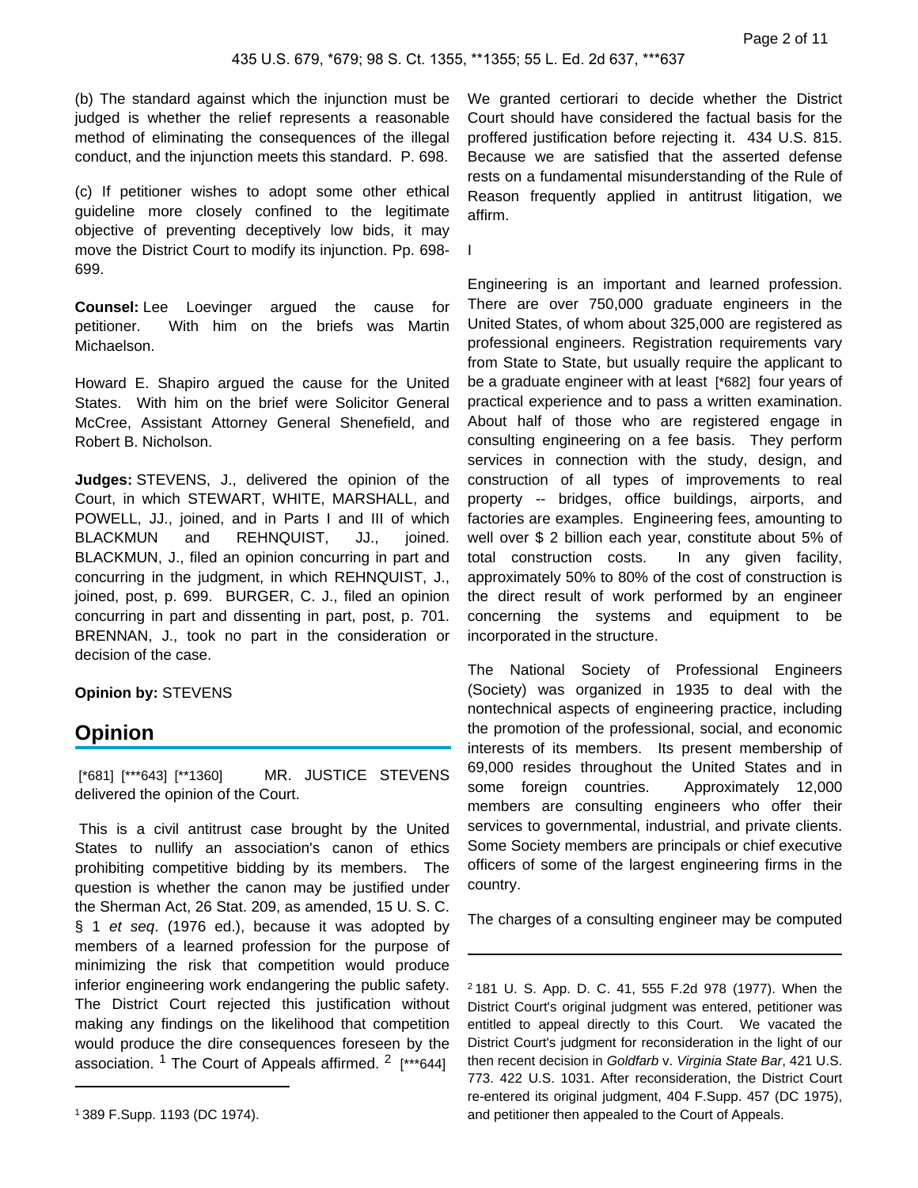(b) The standard against which the injunction must be judged is whether the relief represents a reasonable method of eliminating the consequences of the illegal conduct, and the injunction meets this standard. P. 698.

(c) If petitioner wishes to adopt some other ethical guideline more closely confined to the legitimate objective of preventing deceptively low bids, it may move the District Court to modify its injunction. Pp. 698-699.

**Counsel:** Lee Loevinger argued the cause for petitioner. With him on the briefs was Martin Michaelson.

Howard E. Shapiro argued the cause for the United States. With him on the brief were Solicitor General McCree, Assistant Attorney General Shenefield, and Robert B. Nicholson.

**Judges:** STEVENS, J., delivered the opinion of the Court, in which STEWART, WHITE, MARSHALL, and POWELL, JJ., joined, and in Parts I and III of which BLACKMUN and REHNQUIST, JJ., joined. BLACKMUN, J., filed an opinion concurring in part and concurring in the judgment, in which REHNQUIST, J., joined, post, p. 699. BURGER, C. J., filed an opinion concurring in part and dissenting in part, post, p. 701. BRENNAN, J., took no part in the consideration or decision of the case.

**Opinion by:** STEVENS

## Opinion

[*681] [***643] [**1360] MR. JUSTICE STEVENS delivered the opinion of the Court.

This is a civil antitrust case brought by the United States to nullify an association's canon of ethics prohibiting competitive bidding by its members. The question is whether the canon may be justified under the Sherman Act, 26 Stat. 209, as amended, 15 U. S. C. § 1 *et seq*. (1976 ed.), because it was adopted by members of a learned profession for the purpose of minimizing the risk that competition would produce inferior engineering work endangering the public safety. The District Court rejected this justification without making any findings on the likelihood that competition would produce the dire consequences foreseen by the association. [1] The Court of Appeals affirmed. [2] [***644] We granted certiorari to decide whether the District Court should have considered the factual basis for the proffered justification before rejecting it. 434 U.S. 815. Because we are satisfied that the asserted defense rests on a fundamental misunderstanding of the Rule of Reason frequently applied in antitrust litigation, we affirm.

I

Engineering is an important and learned profession. There are over 750,000 graduate engineers in the United States, of whom about 325,000 are registered as professional engineers. Registration requirements vary from State to State, but usually require the applicant to be a graduate engineer with at least [*682] four years of practical experience and to pass a written examination. About half of those who are registered engage in consulting engineering on a fee basis. They perform services in connection with the study, design, and construction of all types of improvements to real property -- bridges, office buildings, airports, and factories are examples. Engineering fees, amounting to well over $ 2 billion each year, constitute about 5% of total construction costs. In any given facility, approximately 50% to 80% of the cost of construction is the direct result of work performed by an engineer concerning the systems and equipment to be incorporated in the structure.

The National Society of Professional Engineers (Society) was organized in 1935 to deal with the nontechnical aspects of engineering practice, including the promotion of the professional, social, and economic interests of its members. Its present membership of 69,000 resides throughout the United States and in some foreign countries. Approximately 12,000 members are consulting engineers who offer their services to governmental, industrial, and private clients. Some Society members are principals or chief executive officers of some of the largest engineering firms in the country.

The charges of a consulting engineer may be computed

---

[1] 389 F.Supp. 1193 (DC 1974).

[2] 181 U. S. App. D. C. 41, 555 F.2d 978 (1977). When the District Court's original judgment was entered, petitioner was entitled to appeal directly to this Court. We vacated the District Court's judgment for reconsideration in the light of our then recent decision in *Goldfarb* v. *Virginia State Bar*, 421 U.S. 773. 422 U.S. 1031. After reconsideration, the District Court re-entered its original judgment, 404 F.Supp. 457 (DC 1975), and petitioner then appealed to the Court of Appeals.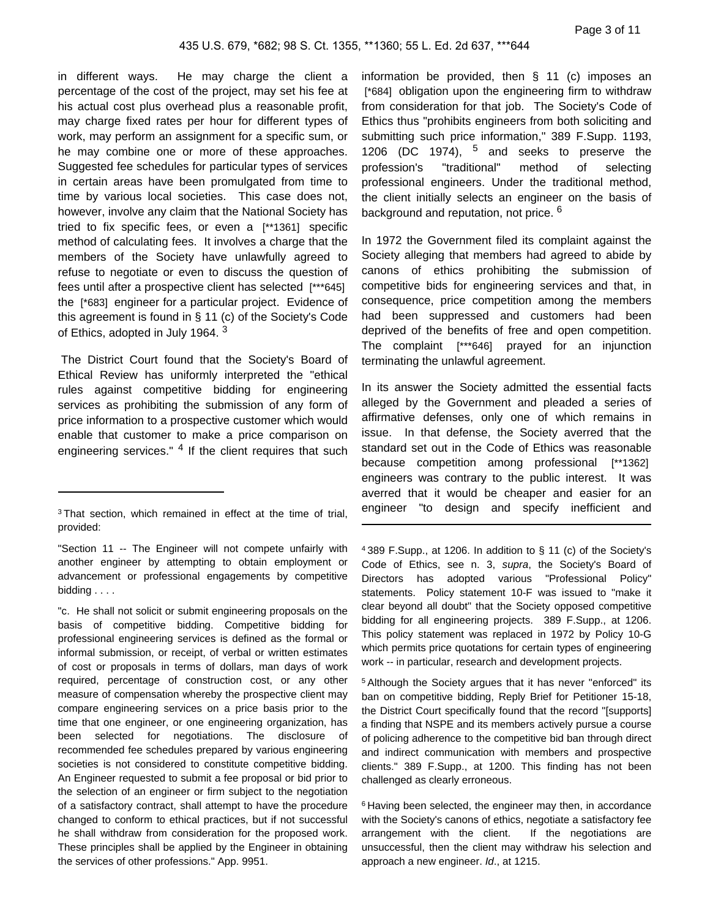in different ways. He may charge the client a percentage of the cost of the project, may set his fee at his actual cost plus overhead plus a reasonable profit, may charge fixed rates per hour for different types of work, may perform an assignment for a specific sum, or he may combine one or more of these approaches. Suggested fee schedules for particular types of services in certain areas have been promulgated from time to time by various local societies. This case does not, however, involve any claim that the National Society has tried to fix specific fees, or even a [**1361] specific method of calculating fees. It involves a charge that the members of the Society have unlawfully agreed to refuse to negotiate or even to discuss the question of fees until after a prospective client has selected [***645] the [*683] engineer for a particular project. Evidence of this agreement is found in § 11 (c) of the Society's Code of Ethics, adopted in July 1964. [3]

The District Court found that the Society's Board of Ethical Review has uniformly interpreted the "ethical rules against competitive bidding for engineering services as prohibiting the submission of any form of price information to a prospective customer which would enable that customer to make a price comparison on engineering services." [4] If the client requires that such information be provided, then § 11 (c) imposes an [*684] obligation upon the engineering firm to withdraw from consideration for that job. The Society's Code of Ethics thus "prohibits engineers from both soliciting and submitting such price information," 389 F.Supp. 1193, 1206 (DC 1974), [5] and seeks to preserve the profession's "traditional" method of selecting professional engineers. Under the traditional method, the client initially selects an engineer on the basis of background and reputation, not price. [6]

In 1972 the Government filed its complaint against the Society alleging that members had agreed to abide by canons of ethics prohibiting the submission of competitive bids for engineering services and that, in consequence, price competition among the members had been suppressed and customers had been deprived of the benefits of free and open competition. The complaint [***646] prayed for an injunction terminating the unlawful agreement.

In its answer the Society admitted the essential facts alleged by the Government and pleaded a series of affirmative defenses, only one of which remains in issue. In that defense, the Society averred that the standard set out in the Code of Ethics was reasonable because competition among professional [**1362] engineers was contrary to the public interest. It was averred that it would be cheaper and easier for an engineer "to design and specify inefficient and

---

[3] That section, which remained in effect at the time of trial, provided:

"Section 11 -- The Engineer will not compete unfairly with another engineer by attempting to obtain employment or advancement or professional engagements by competitive bidding . . . .

"c. He shall not solicit or submit engineering proposals on the basis of competitive bidding. Competitive bidding for professional engineering services is defined as the formal or informal submission, or receipt, of verbal or written estimates of cost or proposals in terms of dollars, man days of work required, percentage of construction cost, or any other measure of compensation whereby the prospective client may compare engineering services on a price basis prior to the time that one engineer, or one engineering organization, has been selected for negotiations. The disclosure of recommended fee schedules prepared by various engineering societies is not considered to constitute competitive bidding. An Engineer requested to submit a fee proposal or bid prior to the selection of an engineer or firm subject to the negotiation of a satisfactory contract, shall attempt to have the procedure changed to conform to ethical practices, but if not successful he shall withdraw from consideration for the proposed work. These principles shall be applied by the Engineer in obtaining the services of other professions." App. 9951.

[4] 389 F.Supp., at 1206. In addition to § 11 (c) of the Society's Code of Ethics, see n. 3, *supra*, the Society's Board of Directors has adopted various "Professional Policy" statements. Policy statement 10-F was issued to "make it clear beyond all doubt" that the Society opposed competitive bidding for all engineering projects. 389 F.Supp., at 1206. This policy statement was replaced in 1972 by Policy 10-G which permits price quotations for certain types of engineering work -- in particular, research and development projects.

[5] Although the Society argues that it has never "enforced" its ban on competitive bidding, Reply Brief for Petitioner 15-18, the District Court specifically found that the record "[supports] a finding that NSPE and its members actively pursue a course of policing adherence to the competitive bid ban through direct and indirect communication with members and prospective clients." 389 F.Supp., at 1200. This finding has not been challenged as clearly erroneous.

[6] Having been selected, the engineer may then, in accordance with the Society's canons of ethics, negotiate a satisfactory fee arrangement with the client. If the negotiations are unsuccessful, then the client may withdraw his selection and approach a new engineer. *Id*., at 1215.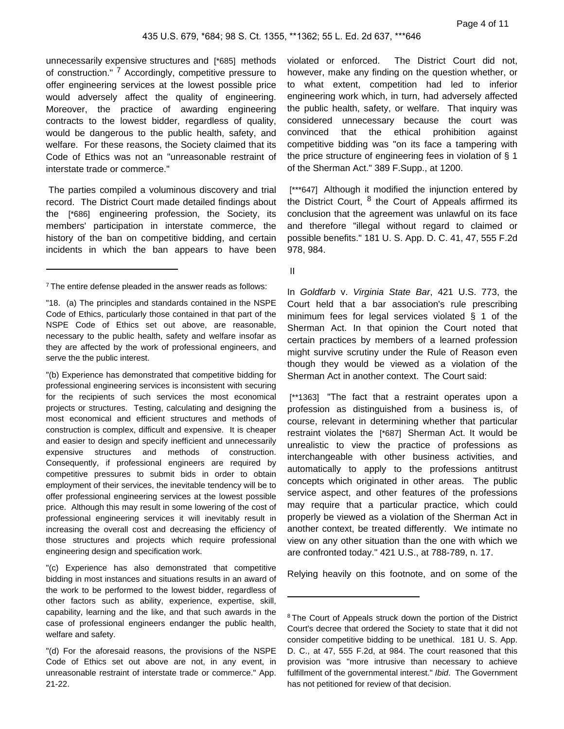unnecessarily expensive structures and [*685] methods of construction." [7] Accordingly, competitive pressure to offer engineering services at the lowest possible price would adversely affect the quality of engineering. Moreover, the practice of awarding engineering contracts to the lowest bidder, regardless of quality, would be dangerous to the public health, safety, and welfare. For these reasons, the Society claimed that its Code of Ethics was not an "unreasonable restraint of interstate trade or commerce."

The parties compiled a voluminous discovery and trial record. The District Court made detailed findings about the [*686] engineering profession, the Society, its members' participation in interstate commerce, the history of the ban on competitive bidding, and certain incidents in which the ban appears to have been violated or enforced. The District Court did not, however, make any finding on the question whether, or to what extent, competition had led to inferior engineering work which, in turn, had adversely affected the public health, safety, or welfare. That inquiry was considered unnecessary because the court was convinced that the ethical prohibition against competitive bidding was "on its face a tampering with the price structure of engineering fees in violation of § 1 of the Sherman Act." 389 F.Supp., at 1200.

[***647] Although it modified the injunction entered by the District Court, [8] the Court of Appeals affirmed its conclusion that the agreement was unlawful on its face and therefore "illegal without regard to claimed or possible benefits." 181 U. S. App. D. C. 41, 47, 555 F.2d 978, 984.

II

In *Goldfarb* v. *Virginia State Bar*, 421 U.S. 773, the Court held that a bar association's rule prescribing minimum fees for legal services violated § 1 of the Sherman Act. In that opinion the Court noted that certain practices by members of a learned profession might survive scrutiny under the Rule of Reason even though they would be viewed as a violation of the Sherman Act in another context. The Court said:

[**1363] "The fact that a restraint operates upon a profession as distinguished from a business is, of course, relevant in determining whether that particular restraint violates the [*687] Sherman Act. It would be unrealistic to view the practice of professions as interchangeable with other business activities, and automatically to apply to the professions antitrust concepts which originated in other areas. The public service aspect, and other features of the professions may require that a particular practice, which could properly be viewed as a violation of the Sherman Act in another context, be treated differently. We intimate no view on any other situation than the one with which we are confronted today." 421 U.S., at 788-789, n. 17.

Relying heavily on this footnote, and on some of the

---

[7] The entire defense pleaded in the answer reads as follows:

"18. (a) The principles and standards contained in the NSPE Code of Ethics, particularly those contained in that part of the NSPE Code of Ethics set out above, are reasonable, necessary to the public health, safety and welfare insofar as they are affected by the work of professional engineers, and serve the the public interest.

"(b) Experience has demonstrated that competitive bidding for professional engineering services is inconsistent with securing for the recipients of such services the most economical projects or structures. Testing, calculating and designing the most economical and efficient structures and methods of construction is complex, difficult and expensive. It is cheaper and easier to design and specify inefficient and unnecessarily expensive structures and methods of construction. Consequently, if professional engineers are required by competitive pressures to submit bids in order to obtain employment of their services, the inevitable tendency will be to offer professional engineering services at the lowest possible price. Although this may result in some lowering of the cost of professional engineering services it will inevitably result in increasing the overall cost and decreasing the efficiency of those structures and projects which require professional engineering design and specification work.

"(c) Experience has also demonstrated that competitive bidding in most instances and situations results in an award of the work to be performed to the lowest bidder, regardless of other factors such as ability, experience, expertise, skill, capability, learning and the like, and that such awards in the case of professional engineers endanger the public health, welfare and safety.

"(d) For the aforesaid reasons, the provisions of the NSPE Code of Ethics set out above are not, in any event, in unreasonable restraint of interstate trade or commerce." App. 21-22.

[8] The Court of Appeals struck down the portion of the District Court's decree that ordered the Society to state that it did not consider competitive bidding to be unethical. 181 U. S. App. D. C., at 47, 555 F.2d, at 984. The court reasoned that this provision was "more intrusive than necessary to achieve fulfillment of the governmental interest." *Ibid*. The Government has not petitioned for review of that decision.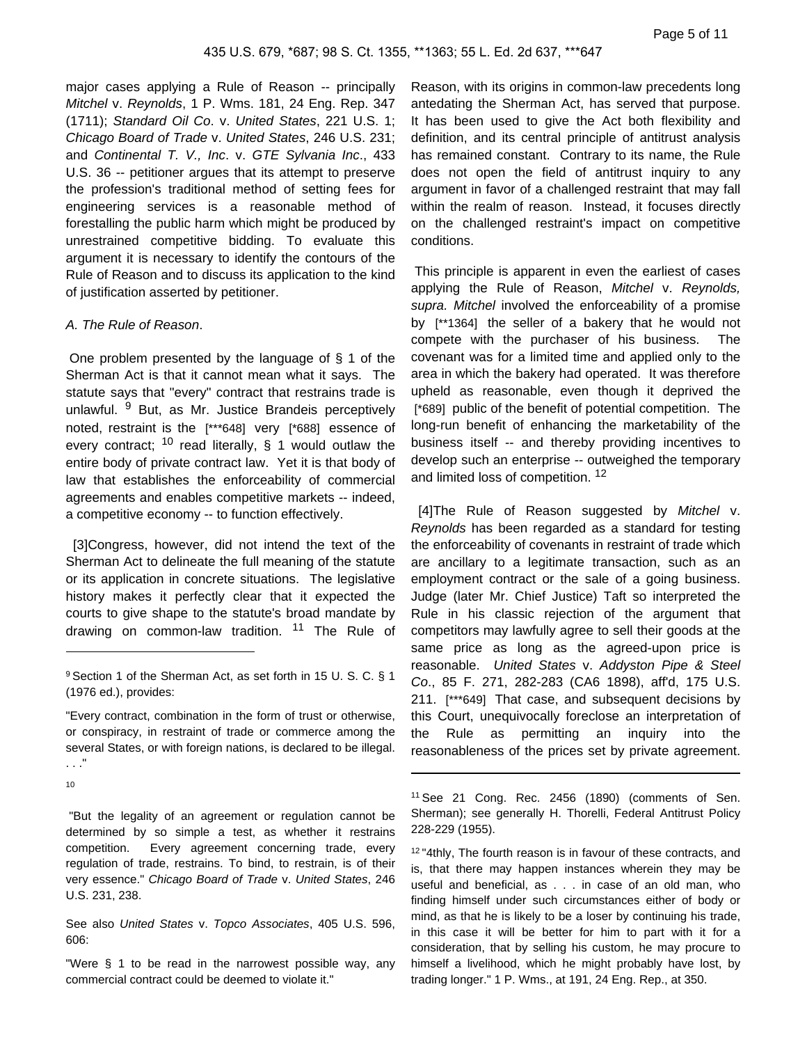major cases applying a Rule of Reason -- principally *Mitchel* v. *Reynolds*, 1 P. Wms. 181, 24 Eng. Rep. 347 (1711); *Standard Oil Co*. v. *United States*, 221 U.S. 1; *Chicago Board of Trade* v. *United States*, 246 U.S. 231; and *Continental T. V., Inc*. v. *GTE Sylvania Inc*., 433 U.S. 36 -- petitioner argues that its attempt to preserve the profession's traditional method of setting fees for engineering services is a reasonable method of forestalling the public harm which might be produced by unrestrained competitive bidding. To evaluate this argument it is necessary to identify the contours of the Rule of Reason and to discuss its application to the kind of justification asserted by petitioner.

*A. The Rule of Reason*.

One problem presented by the language of § 1 of the Sherman Act is that it cannot mean what it says. The statute says that "every" contract that restrains trade is unlawful. [9] But, as Mr. Justice Brandeis perceptively noted, restraint is the [***648] very [*688] essence of every contract; [10] read literally, § 1 would outlaw the entire body of private contract law. Yet it is that body of law that establishes the enforceability of commercial agreements and enables competitive markets -- indeed, a competitive economy -- to function effectively.

[3]Congress, however, did not intend the text of the Sherman Act to delineate the full meaning of the statute or its application in concrete situations. The legislative history makes it perfectly clear that it expected the courts to give shape to the statute's broad mandate by drawing on common-law tradition. [11] The Rule of Reason, with its origins in common-law precedents long antedating the Sherman Act, has served that purpose. It has been used to give the Act both flexibility and definition, and its central principle of antitrust analysis has remained constant. Contrary to its name, the Rule does not open the field of antitrust inquiry to any argument in favor of a challenged restraint that may fall within the realm of reason. Instead, it focuses directly on the challenged restraint's impact on competitive conditions.

This principle is apparent in even the earliest of cases applying the Rule of Reason, *Mitchel* v. *Reynolds, supra. Mitchel* involved the enforceability of a promise by [**1364] the seller of a bakery that he would not compete with the purchaser of his business. The covenant was for a limited time and applied only to the area in which the bakery had operated. It was therefore upheld as reasonable, even though it deprived the [*689] public of the benefit of potential competition. The long-run benefit of enhancing the marketability of the business itself -- and thereby providing incentives to develop such an enterprise -- outweighed the temporary and limited loss of competition. [12]

[4]The Rule of Reason suggested by *Mitchel* v. *Reynolds* has been regarded as a standard for testing the enforceability of covenants in restraint of trade which are ancillary to a legitimate transaction, such as an employment contract or the sale of a going business. Judge (later Mr. Chief Justice) Taft so interpreted the Rule in his classic rejection of the argument that competitors may lawfully agree to sell their goods at the same price as long as the agreed-upon price is reasonable. *United States* v. *Addyston Pipe & Steel Co*., 85 F. 271, 282-283 (CA6 1898), aff'd, 175 U.S. 211. [***649] That case, and subsequent decisions by this Court, unequivocally foreclose an interpretation of the Rule as permitting an inquiry into the reasonableness of the prices set by private agreement.

---

[9] Section 1 of the Sherman Act, as set forth in 15 U. S. C. § 1 (1976 ed.), provides:

"Every contract, combination in the form of trust or otherwise, or conspiracy, in restraint of trade or commerce among the several States, or with foreign nations, is declared to be illegal. . . ."

[10]

"But the legality of an agreement or regulation cannot be determined by so simple a test, as whether it restrains competition. Every agreement concerning trade, every regulation of trade, restrains. To bind, to restrain, is of their very essence." *Chicago Board of Trade* v. *United States*, 246 U.S. 231, 238.

See also *United States* v. *Topco Associates*, 405 U.S. 596, 606:

"Were § 1 to be read in the narrowest possible way, any commercial contract could be deemed to violate it."

[11] See 21 Cong. Rec. 2456 (1890) (comments of Sen. Sherman); see generally H. Thorelli, Federal Antitrust Policy 228-229 (1955).

[12] "4thly, The fourth reason is in favour of these contracts, and is, that there may happen instances wherein they may be useful and beneficial, as . . . in case of an old man, who finding himself under such circumstances either of body or mind, as that he is likely to be a loser by continuing his trade, in this case it will be better for him to part with it for a consideration, that by selling his custom, he may procure to himself a livelihood, which he might probably have lost, by trading longer." 1 P. Wms., at 191, 24 Eng. Rep., at 350.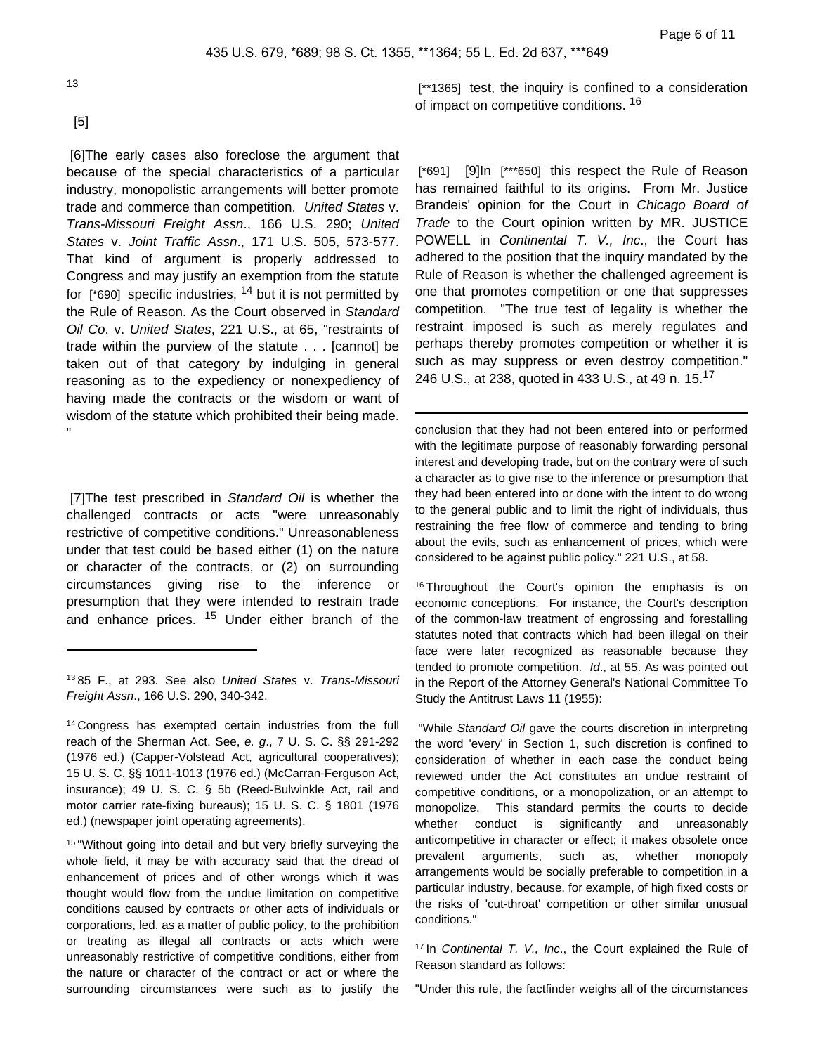13

[5]

[6]The early cases also foreclose the argument that because of the special characteristics of a particular industry, monopolistic arrangements will better promote trade and commerce than competition. *United States* v. *Trans-Missouri Freight Assn*., 166 U.S. 290; *United States* v. *Joint Traffic Assn*., 171 U.S. 505, 573-577. That kind of argument is properly addressed to Congress and may justify an exemption from the statute for [*690] specific industries, [14] but it is not permitted by the Rule of Reason. As the Court observed in *Standard Oil Co*. v. *United States*, 221 U.S., at 65, "restraints of trade within the purview of the statute . . . [cannot] be taken out of that category by indulging in general reasoning as to the expediency or nonexpediency of having made the contracts or the wisdom or want of wisdom of the statute which prohibited their being made. "

[7]The test prescribed in *Standard Oil* is whether the challenged contracts or acts "were unreasonably restrictive of competitive conditions." Unreasonableness under that test could be based either (1) on the nature or character of the contracts, or (2) on surrounding circumstances giving rise to the inference or presumption that they were intended to restrain trade and enhance prices. [15] Under either branch of the [**1365] test, the inquiry is confined to a consideration of impact on competitive conditions. [16]

[*691] [9]In [***650] this respect the Rule of Reason has remained faithful to its origins. From Mr. Justice Brandeis' opinion for the Court in *Chicago Board of Trade* to the Court opinion written by MR. JUSTICE POWELL in *Continental T. V., Inc*., the Court has adhered to the position that the inquiry mandated by the Rule of Reason is whether the challenged agreement is one that promotes competition or one that suppresses competition. "The true test of legality is whether the restraint imposed is such as merely regulates and perhaps thereby promotes competition or whether it is such as may suppress or even destroy competition." 246 U.S., at 238, quoted in 433 U.S., at 49 n. 15.[17]

---

[13] 85 F., at 293. See also *United States* v. *Trans-Missouri Freight Assn*., 166 U.S. 290, 340-342.

[14] Congress has exempted certain industries from the full reach of the Sherman Act. See, *e. g*., 7 U. S. C. §§ 291-292 (1976 ed.) (Capper-Volstead Act, agricultural cooperatives); 15 U. S. C. §§ 1011-1013 (1976 ed.) (McCarran-Ferguson Act, insurance); 49 U. S. C. § 5b (Reed-Bulwinkle Act, rail and motor carrier rate-fixing bureaus); 15 U. S. C. § 1801 (1976 ed.) (newspaper joint operating agreements).

[15] "Without going into detail and but very briefly surveying the whole field, it may be with accuracy said that the dread of enhancement of prices and of other wrongs which it was thought would flow from the undue limitation on competitive conditions caused by contracts or other acts of individuals or corporations, led, as a matter of public policy, to the prohibition or treating as illegal all contracts or acts which were unreasonably restrictive of competitive conditions, either from the nature or character of the contract or act or where the surrounding circumstances were such as to justify the conclusion that they had not been entered into or performed with the legitimate purpose of reasonably forwarding personal interest and developing trade, but on the contrary were of such a character as to give rise to the inference or presumption that they had been entered into or done with the intent to do wrong to the general public and to limit the right of individuals, thus restraining the free flow of commerce and tending to bring about the evils, such as enhancement of prices, which were considered to be against public policy." 221 U.S., at 58.

[16] Throughout the Court's opinion the emphasis is on economic conceptions. For instance, the Court's description of the common-law treatment of engrossing and forestalling statutes noted that contracts which had been illegal on their face were later recognized as reasonable because they tended to promote competition. *Id*., at 55. As was pointed out in the Report of the Attorney General's National Committee To Study the Antitrust Laws 11 (1955):

"While *Standard Oil* gave the courts discretion in interpreting the word 'every' in Section 1, such discretion is confined to consideration of whether in each case the conduct being reviewed under the Act constitutes an undue restraint of competitive conditions, or a monopolization, or an attempt to monopolize. This standard permits the courts to decide whether conduct is significantly and unreasonably anticompetitive in character or effect; it makes obsolete once prevalent arguments, such as, whether monopoly arrangements would be socially preferable to competition in a particular industry, because, for example, of high fixed costs or the risks of 'cut-throat' competition or other similar unusual conditions."

[17] In *Continental T. V., Inc*., the Court explained the Rule of Reason standard as follows:

"Under this rule, the factfinder weighs all of the circumstances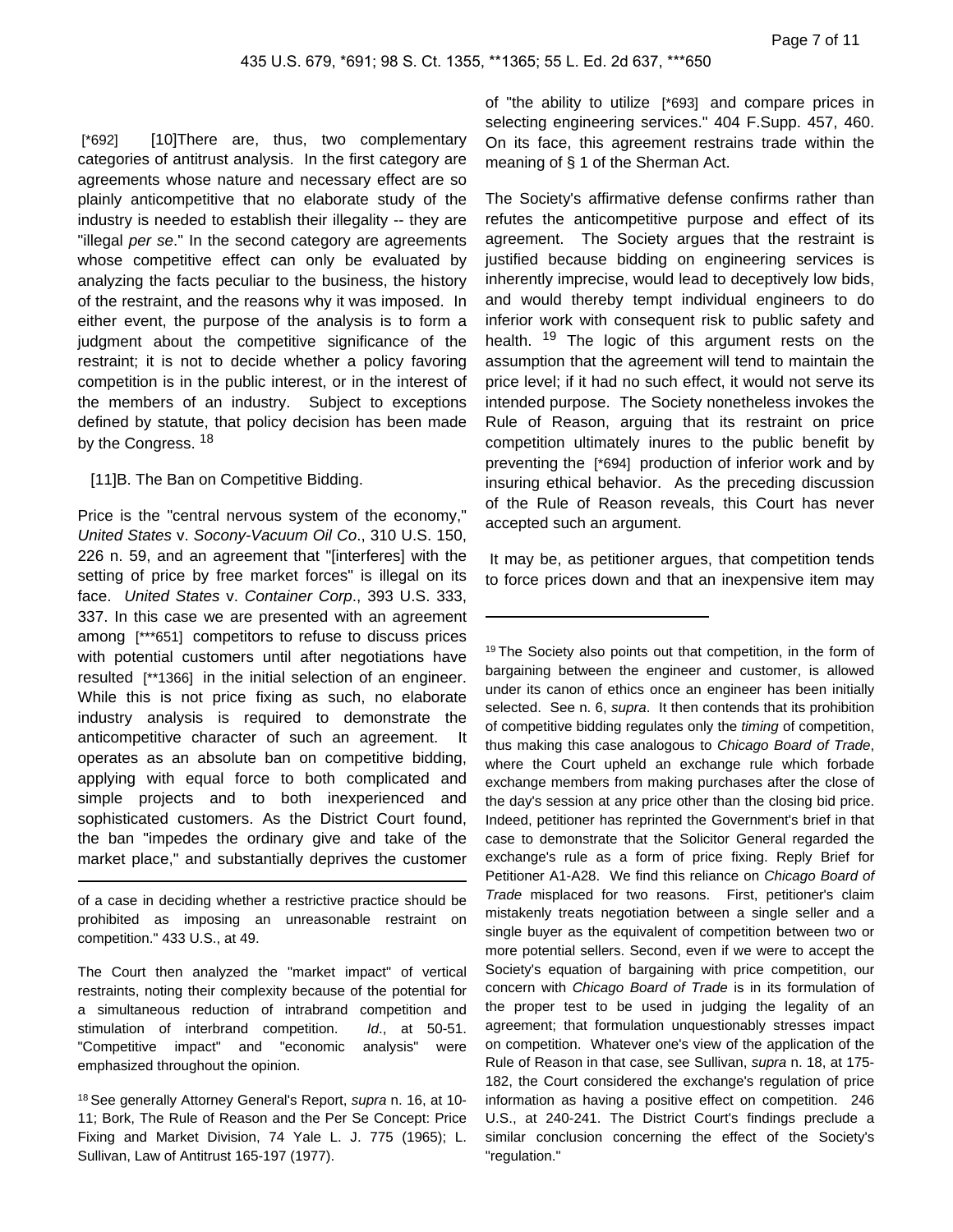[*692] [10]There are, thus, two complementary categories of antitrust analysis. In the first category are agreements whose nature and necessary effect are so plainly anticompetitive that no elaborate study of the industry is needed to establish their illegality -- they are "illegal *per se*." In the second category are agreements whose competitive effect can only be evaluated by analyzing the facts peculiar to the business, the history of the restraint, and the reasons why it was imposed. In either event, the purpose of the analysis is to form a judgment about the competitive significance of the restraint; it is not to decide whether a policy favoring competition is in the public interest, or in the interest of the members of an industry. Subject to exceptions defined by statute, that policy decision has been made by the Congress. [18]

[11]B. The Ban on Competitive Bidding.

Price is the "central nervous system of the economy," *United States* v. *Socony-Vacuum Oil Co*., 310 U.S. 150, 226 n. 59, and an agreement that "[interferes] with the setting of price by free market forces" is illegal on its face. *United States* v. *Container Corp*., 393 U.S. 333, 337. In this case we are presented with an agreement among [***651] competitors to refuse to discuss prices with potential customers until after negotiations have resulted [**1366] in the initial selection of an engineer. While this is not price fixing as such, no elaborate industry analysis is required to demonstrate the anticompetitive character of such an agreement. It operates as an absolute ban on competitive bidding, applying with equal force to both complicated and simple projects and to both inexperienced and sophisticated customers. As the District Court found, the ban "impedes the ordinary give and take of the market place," and substantially deprives the customer of "the ability to utilize [*693] and compare prices in selecting engineering services." 404 F.Supp. 457, 460. On its face, this agreement restrains trade within the meaning of § 1 of the Sherman Act.

The Society's affirmative defense confirms rather than refutes the anticompetitive purpose and effect of its agreement. The Society argues that the restraint is justified because bidding on engineering services is inherently imprecise, would lead to deceptively low bids, and would thereby tempt individual engineers to do inferior work with consequent risk to public safety and health. [19] The logic of this argument rests on the assumption that the agreement will tend to maintain the price level; if it had no such effect, it would not serve its intended purpose. The Society nonetheless invokes the Rule of Reason, arguing that its restraint on price competition ultimately inures to the public benefit by preventing the [*694] production of inferior work and by insuring ethical behavior. As the preceding discussion of the Rule of Reason reveals, this Court has never accepted such an argument.

It may be, as petitioner argues, that competition tends to force prices down and that an inexpensive item may

---

of a case in deciding whether a restrictive practice should be prohibited as imposing an unreasonable restraint on competition." 433 U.S., at 49.

The Court then analyzed the "market impact" of vertical restraints, noting their complexity because of the potential for a simultaneous reduction of intrabrand competition and stimulation of interbrand competition. *Id*., at 50-51. "Competitive impact" and "economic analysis" were emphasized throughout the opinion.

[18] See generally Attorney General's Report, *supra* n. 16, at 10-11; Bork, The Rule of Reason and the Per Se Concept: Price Fixing and Market Division, 74 Yale L. J. 775 (1965); L. Sullivan, Law of Antitrust 165-197 (1977).

[19] The Society also points out that competition, in the form of bargaining between the engineer and customer, is allowed under its canon of ethics once an engineer has been initially selected. See n. 6, *supra*. It then contends that its prohibition of competitive bidding regulates only the *timing* of competition, thus making this case analogous to *Chicago Board of Trade*, where the Court upheld an exchange rule which forbade exchange members from making purchases after the close of the day's session at any price other than the closing bid price. Indeed, petitioner has reprinted the Government's brief in that case to demonstrate that the Solicitor General regarded the exchange's rule as a form of price fixing. Reply Brief for Petitioner A1-A28. We find this reliance on *Chicago Board of Trade* misplaced for two reasons. First, petitioner's claim mistakenly treats negotiation between a single seller and a single buyer as the equivalent of competition between two or more potential sellers. Second, even if we were to accept the Society's equation of bargaining with price competition, our concern with *Chicago Board of Trade* is in its formulation of the proper test to be used in judging the legality of an agreement; that formulation unquestionably stresses impact on competition. Whatever one's view of the application of the Rule of Reason in that case, see Sullivan, *supra* n. 18, at 175-182, the Court considered the exchange's regulation of price information as having a positive effect on competition. 246 U.S., at 240-241. The District Court's findings preclude a similar conclusion concerning the effect of the Society's "regulation."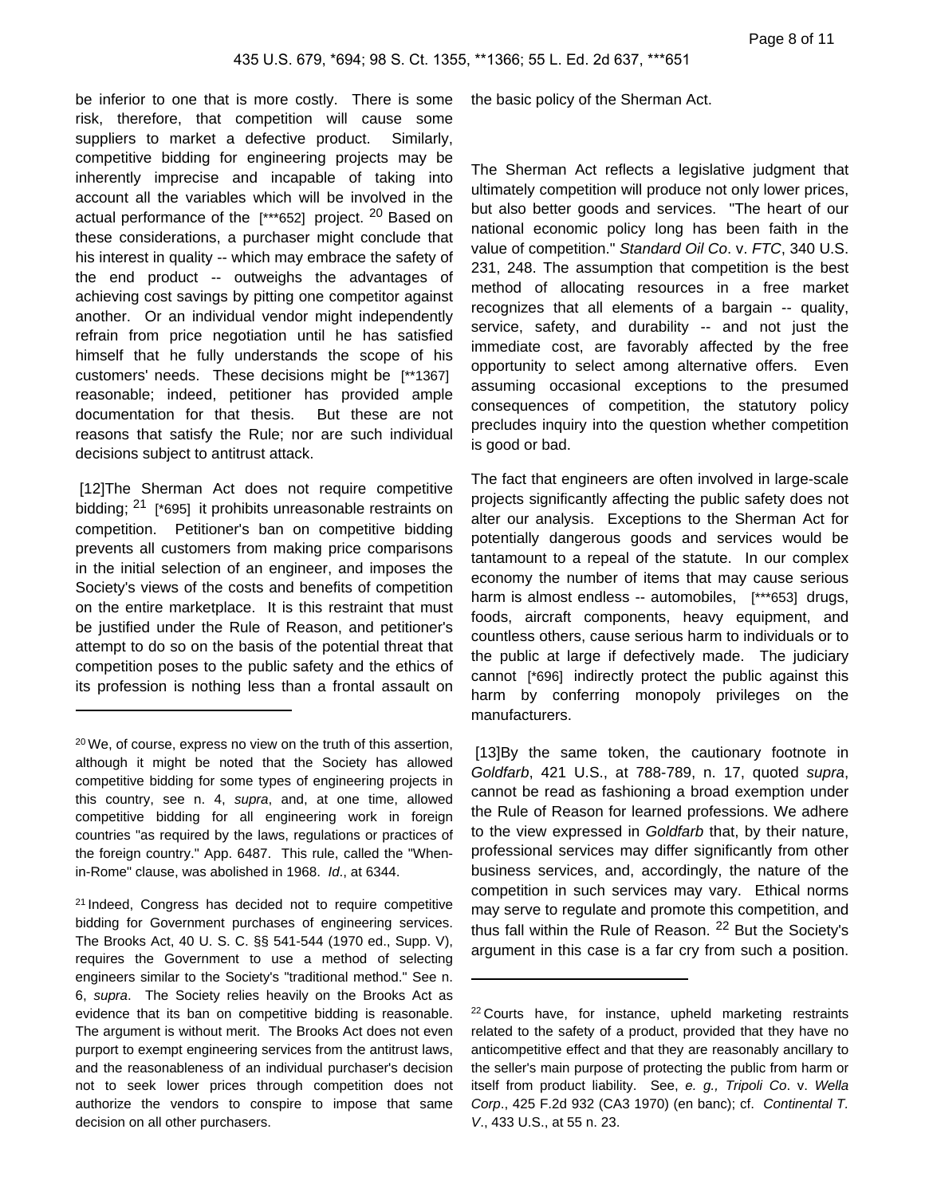be inferior to one that is more costly. There is some risk, therefore, that competition will cause some suppliers to market a defective product. Similarly, competitive bidding for engineering projects may be inherently imprecise and incapable of taking into account all the variables which will be involved in the actual performance of the [***652] project. [20] Based on these considerations, a purchaser might conclude that his interest in quality -- which may embrace the safety of the end product -- outweighs the advantages of achieving cost savings by pitting one competitor against another. Or an individual vendor might independently refrain from price negotiation until he has satisfied himself that he fully understands the scope of his customers' needs. These decisions might be [**1367] reasonable; indeed, petitioner has provided ample documentation for that thesis. But these are not reasons that satisfy the Rule; nor are such individual decisions subject to antitrust attack.

[12]The Sherman Act does not require competitive bidding; [21] [*695] it prohibits unreasonable restraints on competition. Petitioner's ban on competitive bidding prevents all customers from making price comparisons in the initial selection of an engineer, and imposes the Society's views of the costs and benefits of competition on the entire marketplace. It is this restraint that must be justified under the Rule of Reason, and petitioner's attempt to do so on the basis of the potential threat that competition poses to the public safety and the ethics of its profession is nothing less than a frontal assault on the basic policy of the Sherman Act.

The Sherman Act reflects a legislative judgment that ultimately competition will produce not only lower prices, but also better goods and services. "The heart of our national economic policy long has been faith in the value of competition." *Standard Oil Co*. v. *FTC*, 340 U.S. 231, 248. The assumption that competition is the best method of allocating resources in a free market recognizes that all elements of a bargain -- quality, service, safety, and durability -- and not just the immediate cost, are favorably affected by the free opportunity to select among alternative offers. Even assuming occasional exceptions to the presumed consequences of competition, the statutory policy precludes inquiry into the question whether competition is good or bad.

The fact that engineers are often involved in large-scale projects significantly affecting the public safety does not alter our analysis. Exceptions to the Sherman Act for potentially dangerous goods and services would be tantamount to a repeal of the statute. In our complex economy the number of items that may cause serious harm is almost endless -- automobiles, [***653] drugs, foods, aircraft components, heavy equipment, and countless others, cause serious harm to individuals or to the public at large if defectively made. The judiciary cannot [*696] indirectly protect the public against this harm by conferring monopoly privileges on the manufacturers.

[13]By the same token, the cautionary footnote in *Goldfarb*, 421 U.S., at 788-789, n. 17, quoted *supra*, cannot be read as fashioning a broad exemption under the Rule of Reason for learned professions. We adhere to the view expressed in *Goldfarb* that, by their nature, professional services may differ significantly from other business services, and, accordingly, the nature of the competition in such services may vary. Ethical norms may serve to regulate and promote this competition, and thus fall within the Rule of Reason. [22] But the Society's argument in this case is a far cry from such a position.

---

[20] We, of course, express no view on the truth of this assertion, although it might be noted that the Society has allowed competitive bidding for some types of engineering projects in this country, see n. 4, *supra*, and, at one time, allowed competitive bidding for all engineering work in foreign countries "as required by the laws, regulations or practices of the foreign country." App. 6487. This rule, called the "When-in-Rome" clause, was abolished in 1968. *Id*., at 6344.

[21] Indeed, Congress has decided not to require competitive bidding for Government purchases of engineering services. The Brooks Act, 40 U. S. C. §§ 541-544 (1970 ed., Supp. V), requires the Government to use a method of selecting engineers similar to the Society's "traditional method." See n. 6, *supra*. The Society relies heavily on the Brooks Act as evidence that its ban on competitive bidding is reasonable. The argument is without merit. The Brooks Act does not even purport to exempt engineering services from the antitrust laws, and the reasonableness of an individual purchaser's decision not to seek lower prices through competition does not authorize the vendors to conspire to impose that same decision on all other purchasers.

[22] Courts have, for instance, upheld marketing restraints related to the safety of a product, provided that they have no anticompetitive effect and that they are reasonably ancillary to the seller's main purpose of protecting the public from harm or itself from product liability. See, *e. g., Tripoli Co*. v. *Wella Corp*., 425 F.2d 932 (CA3 1970) (en banc); cf. *Continental T. V*., 433 U.S., at 55 n. 23.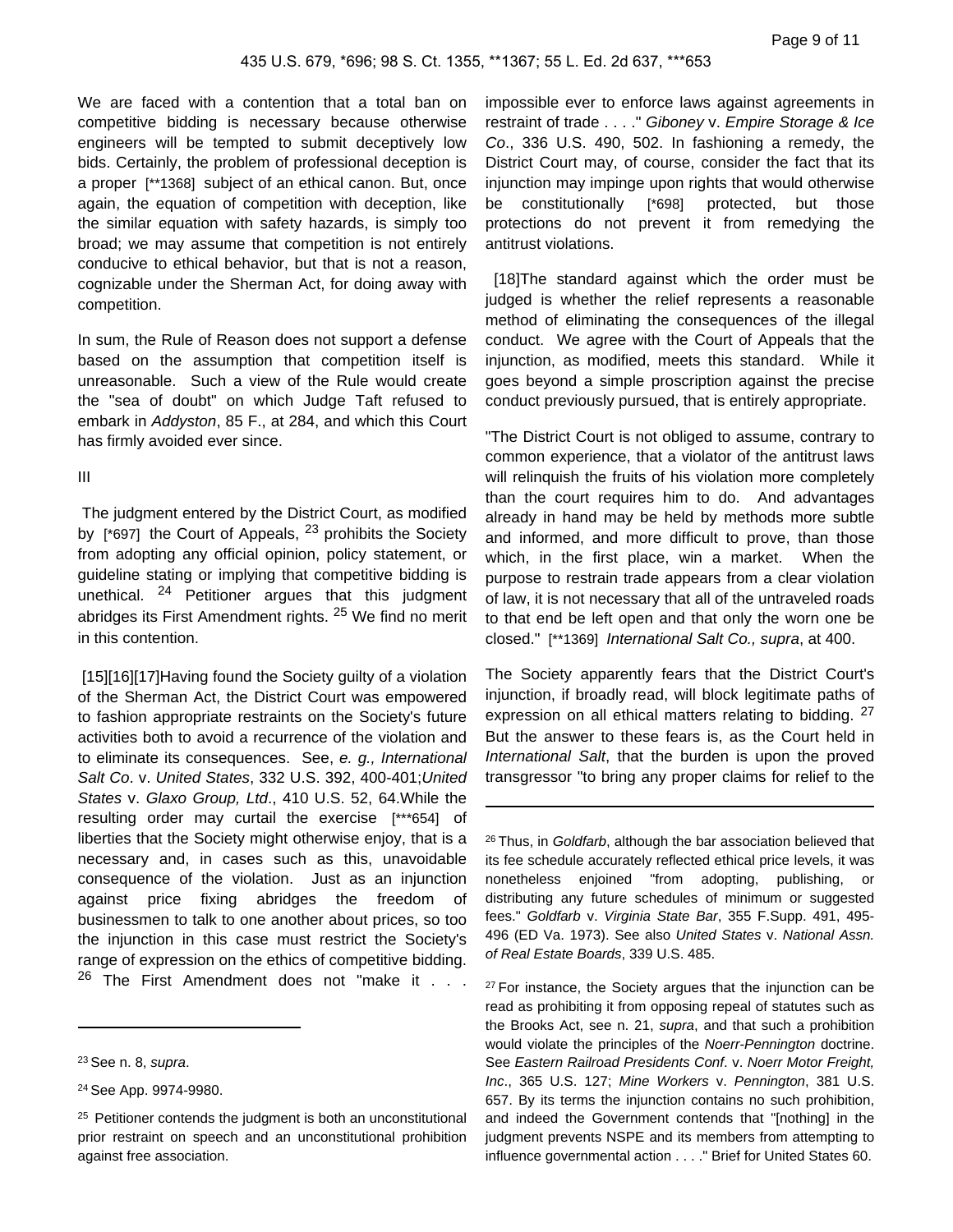We are faced with a contention that a total ban on competitive bidding is necessary because otherwise engineers will be tempted to submit deceptively low bids. Certainly, the problem of professional deception is a proper [**1368] subject of an ethical canon. But, once again, the equation of competition with deception, like the similar equation with safety hazards, is simply too broad; we may assume that competition is not entirely conducive to ethical behavior, but that is not a reason, cognizable under the Sherman Act, for doing away with competition.

In sum, the Rule of Reason does not support a defense based on the assumption that competition itself is unreasonable. Such a view of the Rule would create the "sea of doubt" on which Judge Taft refused to embark in *Addyston*, 85 F., at 284, and which this Court has firmly avoided ever since.

III

The judgment entered by the District Court, as modified by [*697] the Court of Appeals, [23] prohibits the Society from adopting any official opinion, policy statement, or guideline stating or implying that competitive bidding is unethical. [24] Petitioner argues that this judgment abridges its First Amendment rights. [25] We find no merit in this contention.

[15][16][17]Having found the Society guilty of a violation of the Sherman Act, the District Court was empowered to fashion appropriate restraints on the Society's future activities both to avoid a recurrence of the violation and to eliminate its consequences. See, *e. g., International Salt Co*. v. *United States*, 332 U.S. 392, 400-401;*United States* v. *Glaxo Group, Ltd*., 410 U.S. 52, 64.While the resulting order may curtail the exercise [***654] of liberties that the Society might otherwise enjoy, that is a necessary and, in cases such as this, unavoidable consequence of the violation. Just as an injunction against price fixing abridges the freedom of businessmen to talk to one another about prices, so too the injunction in this case must restrict the Society's range of expression on the ethics of competitive bidding. [26] The First Amendment does not "make it . . . impossible ever to enforce laws against agreements in restraint of trade . . . ." *Giboney* v. *Empire Storage & Ice Co*., 336 U.S. 490, 502. In fashioning a remedy, the District Court may, of course, consider the fact that its injunction may impinge upon rights that would otherwise be constitutionally [*698] protected, but those protections do not prevent it from remedying the antitrust violations.

[18]The standard against which the order must be judged is whether the relief represents a reasonable method of eliminating the consequences of the illegal conduct. We agree with the Court of Appeals that the injunction, as modified, meets this standard. While it goes beyond a simple proscription against the precise conduct previously pursued, that is entirely appropriate.

"The District Court is not obliged to assume, contrary to common experience, that a violator of the antitrust laws will relinquish the fruits of his violation more completely than the court requires him to do. And advantages already in hand may be held by methods more subtle and informed, and more difficult to prove, than those which, in the first place, win a market. When the purpose to restrain trade appears from a clear violation of law, it is not necessary that all of the untraveled roads to that end be left open and that only the worn one be closed." [**1369] *International Salt Co., supra*, at 400.

The Society apparently fears that the District Court's injunction, if broadly read, will block legitimate paths of expression on all ethical matters relating to bidding. [27] But the answer to these fears is, as the Court held in *International Salt*, that the burden is upon the proved transgressor "to bring any proper claims for relief to the

---

[23] See n. 8, *supra*.

[24] See App. 9974-9980.

[25] Petitioner contends the judgment is both an unconstitutional prior restraint on speech and an unconstitutional prohibition against free association.

[26] Thus, in *Goldfarb*, although the bar association believed that its fee schedule accurately reflected ethical price levels, it was nonetheless enjoined "from adopting, publishing, or distributing any future schedules of minimum or suggested fees." *Goldfarb* v. *Virginia State Bar*, 355 F.Supp. 491, 495-496 (ED Va. 1973). See also *United States* v. *National Assn. of Real Estate Boards*, 339 U.S. 485.

[27] For instance, the Society argues that the injunction can be read as prohibiting it from opposing repeal of statutes such as the Brooks Act, see n. 21, *supra*, and that such a prohibition would violate the principles of the *Noerr-Pennington* doctrine. See *Eastern Railroad Presidents Conf*. v. *Noerr Motor Freight, Inc*., 365 U.S. 127; *Mine Workers* v. *Pennington*, 381 U.S. 657. By its terms the injunction contains no such prohibition, and indeed the Government contends that "[nothing] in the judgment prevents NSPE and its members from attempting to influence governmental action . . . ." Brief for United States 60.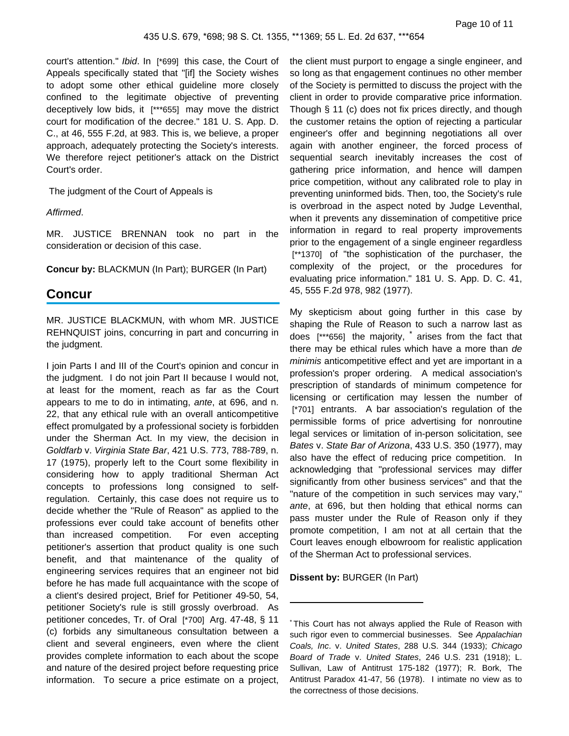court's attention." *Ibid*. In [*699] this case, the Court of Appeals specifically stated that "[if] the Society wishes to adopt some other ethical guideline more closely confined to the legitimate objective of preventing deceptively low bids, it [***655] may move the district court for modification of the decree." 181 U. S. App. D. C., at 46, 555 F.2d, at 983. This is, we believe, a proper approach, adequately protecting the Society's interests. We therefore reject petitioner's attack on the District Court's order.

The judgment of the Court of Appeals is

*Affirmed*.

MR. JUSTICE BRENNAN took no part in the consideration or decision of this case.

**Concur by:** BLACKMUN (In Part); BURGER (In Part)

## Concur

MR. JUSTICE BLACKMUN, with whom MR. JUSTICE REHNQUIST joins, concurring in part and concurring in the judgment.

I join Parts I and III of the Court's opinion and concur in the judgment. I do not join Part II because I would not, at least for the moment, reach as far as the Court appears to me to do in intimating, *ante*, at 696, and n. 22, that any ethical rule with an overall anticompetitive effect promulgated by a professional society is forbidden under the Sherman Act. In my view, the decision in *Goldfarb* v. *Virginia State Bar*, 421 U.S. 773, 788-789, n. 17 (1975), properly left to the Court some flexibility in considering how to apply traditional Sherman Act concepts to professions long consigned to self-regulation. Certainly, this case does not require us to decide whether the "Rule of Reason" as applied to the professions ever could take account of benefits other than increased competition. For even accepting petitioner's assertion that product quality is one such benefit, and that maintenance of the quality of engineering services requires that an engineer not bid before he has made full acquaintance with the scope of a client's desired project, Brief for Petitioner 49-50, 54, petitioner Society's rule is still grossly overbroad. As petitioner concedes, Tr. of Oral [*700] Arg. 47-48, § 11 (c) forbids any simultaneous consultation between a client and several engineers, even where the client provides complete information to each about the scope and nature of the desired project before requesting price information. To secure a price estimate on a project, the client must purport to engage a single engineer, and so long as that engagement continues no other member of the Society is permitted to discuss the project with the client in order to provide comparative price information. Though § 11 (c) does not fix prices directly, and though the customer retains the option of rejecting a particular engineer's offer and beginning negotiations all over again with another engineer, the forced process of sequential search inevitably increases the cost of gathering price information, and hence will dampen price competition, without any calibrated role to play in preventing uninformed bids. Then, too, the Society's rule is overbroad in the aspect noted by Judge Leventhal, when it prevents any dissemination of competitive price information in regard to real property improvements prior to the engagement of a single engineer regardless [**1370] of "the sophistication of the purchaser, the complexity of the project, or the procedures for evaluating price information." 181 U. S. App. D. C. 41, 45, 555 F.2d 978, 982 (1977).

My skepticism about going further in this case by shaping the Rule of Reason to such a narrow last as does [***656] the majority, * arises from the fact that there may be ethical rules which have a more than *de minimis* anticompetitive effect and yet are important in a profession's proper ordering. A medical association's prescription of standards of minimum competence for licensing or certification may lessen the number of [*701] entrants. A bar association's regulation of the permissible forms of price advertising for nonroutine legal services or limitation of in-person solicitation, see *Bates* v. *State Bar of Arizona*, 433 U.S. 350 (1977), may also have the effect of reducing price competition. In acknowledging that "professional services may differ significantly from other business services" and that the "nature of the competition in such services may vary," *ante*, at 696, but then holding that ethical norms can pass muster under the Rule of Reason only if they promote competition, I am not at all certain that the Court leaves enough elbowroom for realistic application of the Sherman Act to professional services.

**Dissent by:** BURGER (In Part)

---

* This Court has not always applied the Rule of Reason with such rigor even to commercial businesses. See *Appalachian Coals, Inc*. v. *United States*, 288 U.S. 344 (1933); *Chicago Board of Trade* v. *United States*, 246 U.S. 231 (1918); L. Sullivan, Law of Antitrust 175-182 (1977); R. Bork, The Antitrust Paradox 41-47, 56 (1978). I intimate no view as to the correctness of those decisions.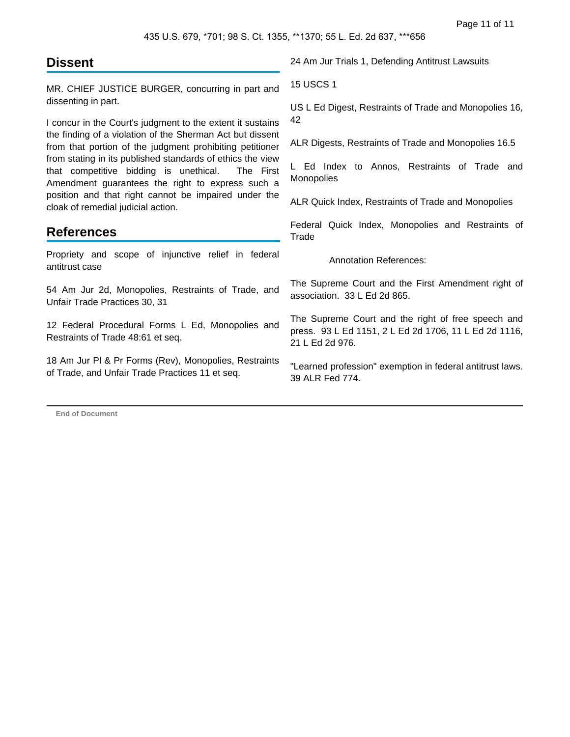## Dissent

MR. CHIEF JUSTICE BURGER, concurring in part and dissenting in part.

I concur in the Court's judgment to the extent it sustains the finding of a violation of the Sherman Act but dissent from that portion of the judgment prohibiting petitioner from stating in its published standards of ethics the view that competitive bidding is unethical. The First Amendment guarantees the right to express such a position and that right cannot be impaired under the cloak of remedial judicial action.

## References

Propriety and scope of injunctive relief in federal antitrust case

54 Am Jur 2d, Monopolies, Restraints of Trade, and Unfair Trade Practices 30, 31

12 Federal Procedural Forms L Ed, Monopolies and Restraints of Trade 48:61 et seq.

18 Am Jur Pl & Pr Forms (Rev), Monopolies, Restraints of Trade, and Unfair Trade Practices 11 et seq.

24 Am Jur Trials 1, Defending Antitrust Lawsuits

15 USCS 1

US L Ed Digest, Restraints of Trade and Monopolies 16, 42

ALR Digests, Restraints of Trade and Monopolies 16.5

L Ed Index to Annos, Restraints of Trade and Monopolies

ALR Quick Index, Restraints of Trade and Monopolies

Federal Quick Index, Monopolies and Restraints of Trade

Annotation References:

The Supreme Court and the First Amendment right of association. 33 L Ed 2d 865.

The Supreme Court and the right of free speech and press. 93 L Ed 1151, 2 L Ed 2d 1706, 11 L Ed 2d 1116, 21 L Ed 2d 976.

"Learned profession" exemption in federal antitrust laws. 39 ALR Fed 774.

---

End of Document